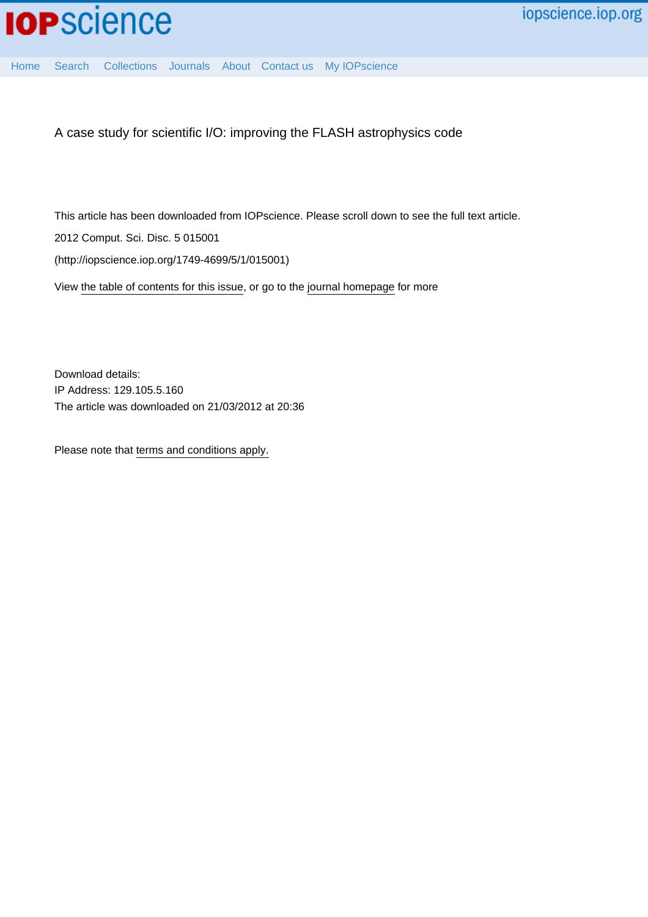IOPscience

iopscience.iop.org

Home Search Collections Journals About Contact us My IOPscience

# A case study for scientific I/O: improving the FLASH astrophysics code

This article has been downloaded from IOPscience. Please scroll down to see the full text article.

2012 Comput. Sci. Disc. 5 015001

(http://iopscience.iop.org/1749-4699/5/1/015001)

View the table of contents for this issue, or go to the journal homepage for more

Download details:
IP Address: 129.105.5.160
The article was downloaded on 21/03/2012 at 20:36

Please note that terms and conditions apply.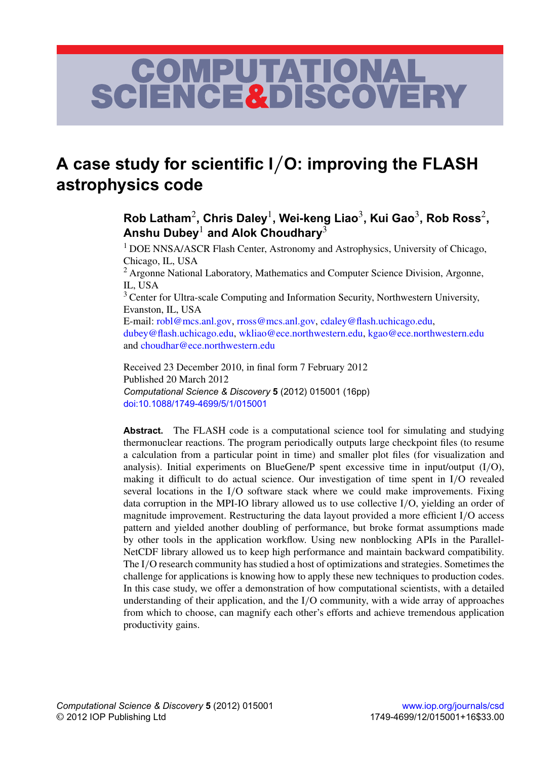# A case study for scientific I/O: improving the FLASH astrophysics code

**Rob Latham[2], Chris Daley[1], Wei-keng Liao[3], Kui Gao[3], Rob Ross[2], Anshu Dubey[1] and Alok Choudhary[3]**

[1] DOE NNSA/ASCR Flash Center, Astronomy and Astrophysics, University of Chicago, Chicago, IL, USA
[2] Argonne National Laboratory, Mathematics and Computer Science Division, Argonne, IL, USA
[3] Center for Ultra-scale Computing and Information Security, Northwestern University, Evanston, IL, USA
E-mail: robl@mcs.anl.gov, rross@mcs.anl.gov, cdaley@flash.uchicago.edu, dubey@flash.uchicago.edu, wkliao@ece.northwestern.edu, kgao@ece.northwestern.edu and choudhar@ece.northwestern.edu

Received 23 December 2010, in final form 7 February 2012
Published 20 March 2012
*Computational Science & Discovery* **5** (2012) 015001 (16pp)
doi:10.1088/1749-4699/5/1/015001

**Abstract.** The FLASH code is a computational science tool for simulating and studying thermonuclear reactions. The program periodically outputs large checkpoint files (to resume a calculation from a particular point in time) and smaller plot files (for visualization and analysis). Initial experiments on BlueGene/P spent excessive time in input/output (I/O), making it difficult to do actual science. Our investigation of time spent in I/O revealed several locations in the I/O software stack where we could make improvements. Fixing data corruption in the MPI-IO library allowed us to use collective I/O, yielding an order of magnitude improvement. Restructuring the data layout provided a more efficient I/O access pattern and yielded another doubling of performance, but broke format assumptions made by other tools in the application workflow. Using new nonblocking APIs in the Parallel-NetCDF library allowed us to keep high performance and maintain backward compatibility. The I/O research community has studied a host of optimizations and strategies. Sometimes the challenge for applications is knowing how to apply these new techniques to production codes. In this case study, we offer a demonstration of how computational scientists, with a detailed understanding of their application, and the I/O community, with a wide array of approaches from which to choose, can magnify each other's efforts and achieve tremendous application productivity gains.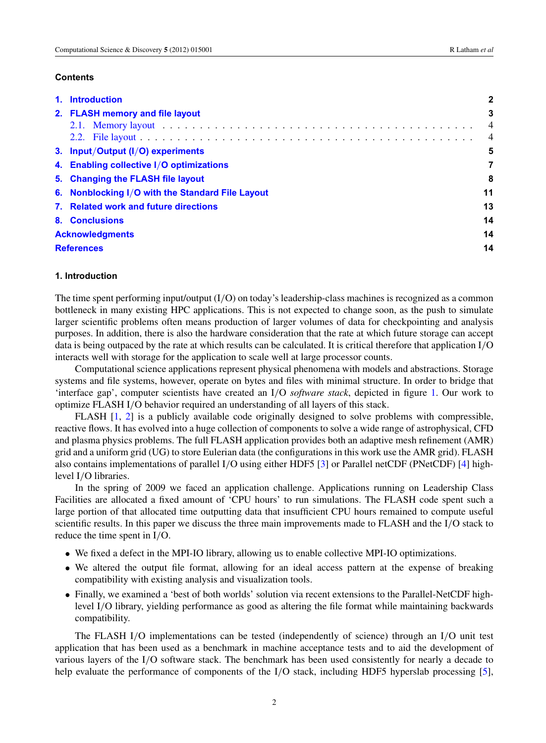**Contents**

| | |
|---|---|
| **1. Introduction** | **2** |
| **2. FLASH memory and file layout** | **3** |
| 2.1. Memory layout | 4 |
| 2.2. File layout | 4 |
| **3. Input/Output (I/O) experiments** | **5** |
| **4. Enabling collective I/O optimizations** | **7** |
| **5. Changing the FLASH file layout** | **8** |
| **6. Nonblocking I/O with the Standard File Layout** | **11** |
| **7. Related work and future directions** | **13** |
| **8. Conclusions** | **14** |
| **Acknowledgments** | **14** |
| **References** | **14** |

## 1. Introduction

The time spent performing input/output (I/O) on today's leadership-class machines is recognized as a common bottleneck in many existing HPC applications. This is not expected to change soon, as the push to simulate larger scientific problems often means production of larger volumes of data for checkpointing and analysis purposes. In addition, there is also the hardware consideration that the rate at which future storage can accept data is being outpaced by the rate at which results can be calculated. It is critical therefore that application I/O interacts well with storage for the application to scale well at large processor counts.

Computational science applications represent physical phenomena with models and abstractions. Storage systems and file systems, however, operate on bytes and files with minimal structure. In order to bridge that 'interface gap', computer scientists have created an I/O *software stack*, depicted in figure 1. Our work to optimize FLASH I/O behavior required an understanding of all layers of this stack.

FLASH [1, 2] is a publicly available code originally designed to solve problems with compressible, reactive flows. It has evolved into a huge collection of components to solve a wide range of astrophysical, CFD and plasma physics problems. The full FLASH application provides both an adaptive mesh refinement (AMR) grid and a uniform grid (UG) to store Eulerian data (the configurations in this work use the AMR grid). FLASH also contains implementations of parallel I/O using either HDF5 [3] or Parallel netCDF (PNetCDF) [4] high-level I/O libraries.

In the spring of 2009 we faced an application challenge. Applications running on Leadership Class Facilities are allocated a fixed amount of 'CPU hours' to run simulations. The FLASH code spent such a large portion of that allocated time outputting data that insufficient CPU hours remained to compute useful scientific results. In this paper we discuss the three main improvements made to FLASH and the I/O stack to reduce the time spent in I/O.

- We fixed a defect in the MPI-IO library, allowing us to enable collective MPI-IO optimizations.
- We altered the output file format, allowing for an ideal access pattern at the expense of breaking compatibility with existing analysis and visualization tools.
- Finally, we examined a 'best of both worlds' solution via recent extensions to the Parallel-NetCDF high-level I/O library, yielding performance as good as altering the file format while maintaining backwards compatibility.

The FLASH I/O implementations can be tested (independently of science) through an I/O unit test application that has been used as a benchmark in machine acceptance tests and to aid the development of various layers of the I/O software stack. The benchmark has been used consistently for nearly a decade to help evaluate the performance of components of the I/O stack, including HDF5 hyperslab processing [5],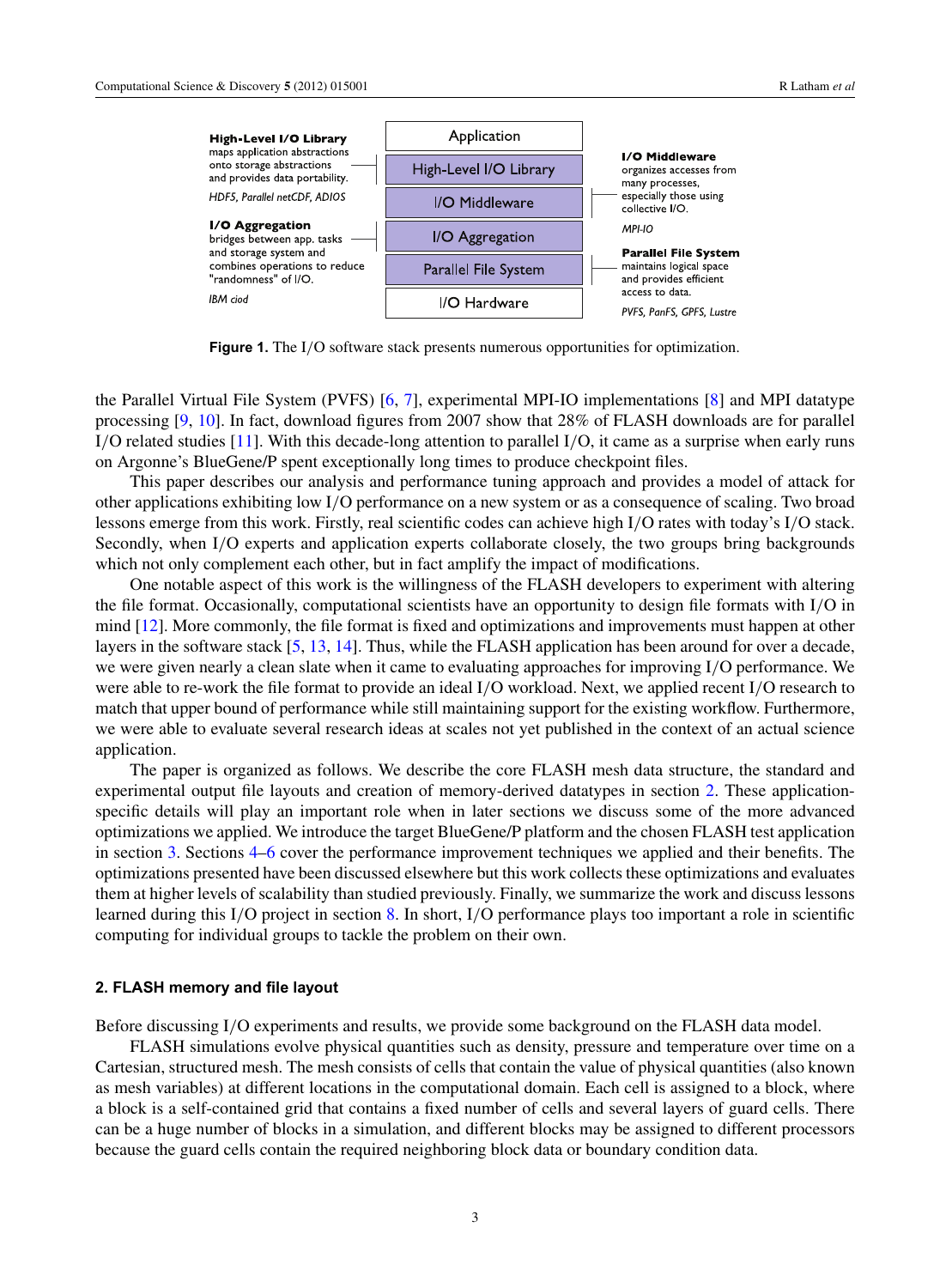**High-Level I/O Library** maps application abstractions onto storage abstractions and provides data portability.

*HDF5, Parallel netCDF, ADIOS*

**I/O Aggregation** bridges between app. tasks and storage system and combines operations to reduce "randomness" of I/O.

*IBM ciod*

Application

High-Level I/O Library

I/O Middleware

I/O Aggregation

Parallel File System

I/O Hardware

**I/O Middleware** organizes accesses from many processes, especially those using collective I/O.

*MPI-IO*

**Parallel File System** maintains logical space and provides efficient access to data.

*PVFS, PanFS, GPFS, Lustre*

**Figure 1.** The I/O software stack presents numerous opportunities for optimization.

the Parallel Virtual File System (PVFS) [6, 7], experimental MPI-IO implementations [8] and MPI datatype processing [9, 10]. In fact, download figures from 2007 show that 28% of FLASH downloads are for parallel I/O related studies [11]. With this decade-long attention to parallel I/O, it came as a surprise when early runs on Argonne's BlueGene/P spent exceptionally long times to produce checkpoint files.

This paper describes our analysis and performance tuning approach and provides a model of attack for other applications exhibiting low I/O performance on a new system or as a consequence of scaling. Two broad lessons emerge from this work. Firstly, real scientific codes can achieve high I/O rates with today's I/O stack. Secondly, when I/O experts and application experts collaborate closely, the two groups bring backgrounds which not only complement each other, but in fact amplify the impact of modifications.

One notable aspect of this work is the willingness of the FLASH developers to experiment with altering the file format. Occasionally, computational scientists have an opportunity to design file formats with I/O in mind [12]. More commonly, the file format is fixed and optimizations and improvements must happen at other layers in the software stack [5, 13, 14]. Thus, while the FLASH application has been around for over a decade, we were given nearly a clean slate when it came to evaluating approaches for improving I/O performance. We were able to re-work the file format to provide an ideal I/O workload. Next, we applied recent I/O research to match that upper bound of performance while still maintaining support for the existing workflow. Furthermore, we were able to evaluate several research ideas at scales not yet published in the context of an actual science application.

The paper is organized as follows. We describe the core FLASH mesh data structure, the standard and experimental output file layouts and creation of memory-derived datatypes in section 2. These application-specific details will play an important role when in later sections we discuss some of the more advanced optimizations we applied. We introduce the target BlueGene/P platform and the chosen FLASH test application in section 3. Sections 4–6 cover the performance improvement techniques we applied and their benefits. The optimizations presented have been discussed elsewhere but this work collects these optimizations and evaluates them at higher levels of scalability than studied previously. Finally, we summarize the work and discuss lessons learned during this I/O project in section 8. In short, I/O performance plays too important a role in scientific computing for individual groups to tackle the problem on their own.

## 2. FLASH memory and file layout

Before discussing I/O experiments and results, we provide some background on the FLASH data model.

FLASH simulations evolve physical quantities such as density, pressure and temperature over time on a Cartesian, structured mesh. The mesh consists of cells that contain the value of physical quantities (also known as mesh variables) at different locations in the computational domain. Each cell is assigned to a block, where a block is a self-contained grid that contains a fixed number of cells and several layers of guard cells. There can be a huge number of blocks in a simulation, and different blocks may be assigned to different processors because the guard cells contain the required neighboring block data or boundary condition data.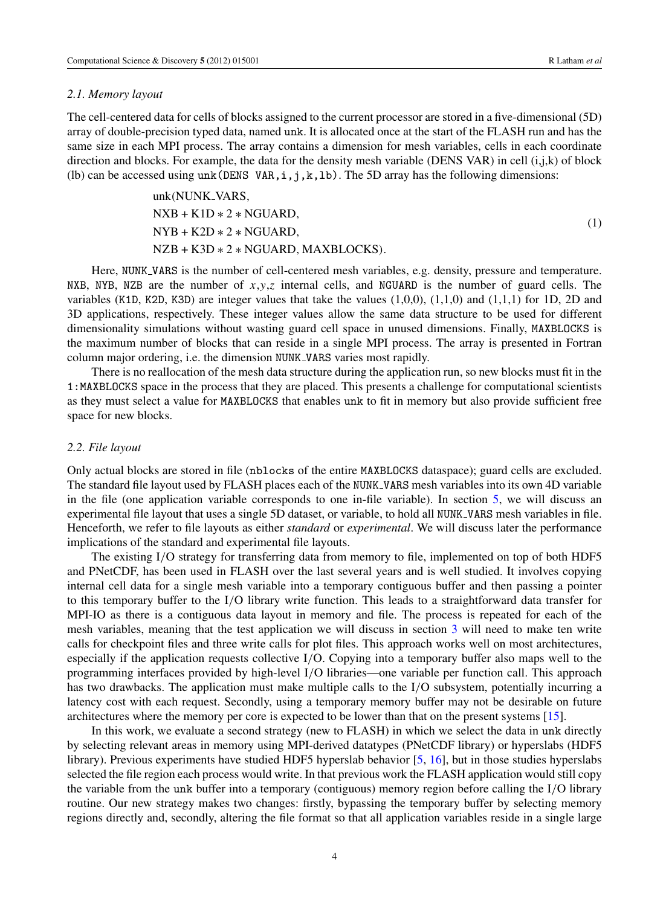### 2.1. Memory layout

The cell-centered data for cells of blocks assigned to the current processor are stored in a five-dimensional (5D) array of double-precision typed data, named `unk`. It is allocated once at the start of the FLASH run and has the same size in each MPI process. The array contains a dimension for mesh variables, cells in each coordinate direction and blocks. For example, the data for the density mesh variable (DENS VAR) in cell (i,j,k) of block (lb) can be accessed using `unk(DENS VAR,i,j,k,lb)`. The 5D array has the following dimensions:

$$
\begin{aligned}
&\mathrm{unk(NUNK\_VARS,}\\
&\mathrm{NXB + K1D * 2 * NGUARD,}\\
&\mathrm{NYB + K2D * 2 * NGUARD,}\\
&\mathrm{NZB + K3D * 2 * NGUARD, MAXBLOCKS).}
\end{aligned}
\tag{1}
$$

Here, `NUNK_VARS` is the number of cell-centered mesh variables, e.g. density, pressure and temperature. `NXB`, `NYB`, `NZB` are the number of $x,y,z$ internal cells, and `NGUARD` is the number of guard cells. The variables (`K1D`, `K2D`, `K3D`) are integer values that take the values (1,0,0), (1,1,0) and (1,1,1) for 1D, 2D and 3D applications, respectively. These integer values allow the same data structure to be used for different dimensionality simulations without wasting guard cell space in unused dimensions. Finally, `MAXBLOCKS` is the maximum number of blocks that can reside in a single MPI process. The array is presented in Fortran column major ordering, i.e. the dimension `NUNK_VARS` varies most rapidly.

There is no reallocation of the mesh data structure during the application run, so new blocks must fit in the `1:MAXBLOCKS` space in the process that they are placed. This presents a challenge for computational scientists as they must select a value for `MAXBLOCKS` that enables `unk` to fit in memory but also provide sufficient free space for new blocks.

### 2.2. File layout

Only actual blocks are stored in file (`nblocks` of the entire `MAXBLOCKS` dataspace); guard cells are excluded. The standard file layout used by FLASH places each of the `NUNK_VARS` mesh variables into its own 4D variable in the file (one application variable corresponds to one in-file variable). In section 5, we will discuss an experimental file layout that uses a single 5D dataset, or variable, to hold all `NUNK_VARS` mesh variables in file. Henceforth, we refer to file layouts as either *standard* or *experimental*. We will discuss later the performance implications of the standard and experimental file layouts.

The existing I/O strategy for transferring data from memory to file, implemented on top of both HDF5 and PNetCDF, has been used in FLASH over the last several years and is well studied. It involves copying internal cell data for a single mesh variable into a temporary contiguous buffer and then passing a pointer to this temporary buffer to the I/O library write function. This leads to a straightforward data transfer for MPI-IO as there is a contiguous data layout in memory and file. The process is repeated for each of the mesh variables, meaning that the test application we will discuss in section 3 will need to make ten write calls for checkpoint files and three write calls for plot files. This approach works well on most architectures, especially if the application requests collective I/O. Copying into a temporary buffer also maps well to the programming interfaces provided by high-level I/O libraries—one variable per function call. This approach has two drawbacks. The application must make multiple calls to the I/O subsystem, potentially incurring a latency cost with each request. Secondly, using a temporary memory buffer may not be desirable on future architectures where the memory per core is expected to be lower than that on the present systems [15].

In this work, we evaluate a second strategy (new to FLASH) in which we select the data in `unk` directly by selecting relevant areas in memory using MPI-derived datatypes (PNetCDF library) or hyperslabs (HDF5 library). Previous experiments have studied HDF5 hyperslab behavior [5, 16], but in those studies hyperslabs selected the file region each process would write. In that previous work the FLASH application would still copy the variable from the `unk` buffer into a temporary (contiguous) memory region before calling the I/O library routine. Our new strategy makes two changes: firstly, bypassing the temporary buffer by selecting memory regions directly and, secondly, altering the file format so that all application variables reside in a single large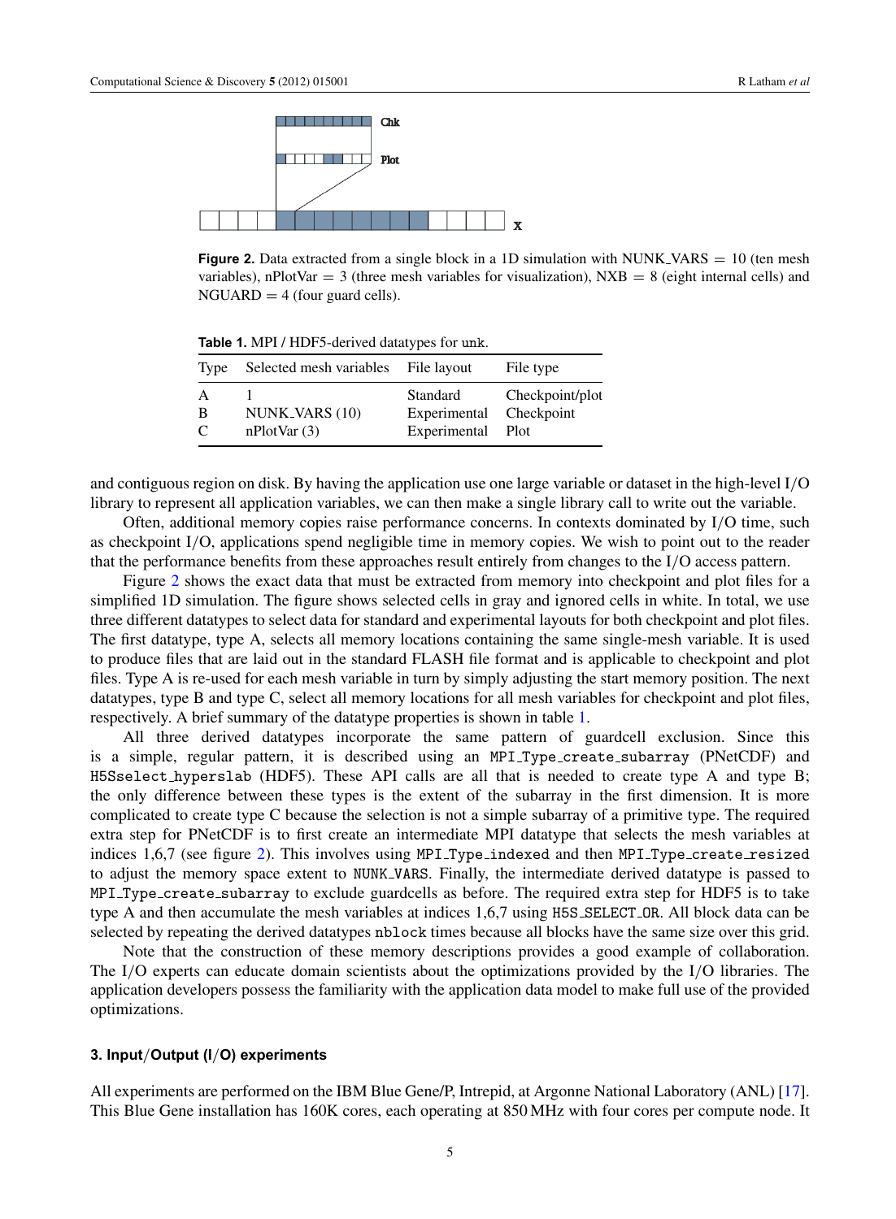**Figure 2.** Data extracted from a single block in a 1D simulation with NUNK_VARS = 10 (ten mesh variables), nPlotVar = 3 (three mesh variables for visualization), NXB = 8 (eight internal cells) and NGUARD = 4 (four guard cells).

**Table 1.** MPI / HDF5-derived datatypes for `unk`.

| Type | Selected mesh variables | File layout | File type |
|---|---|---|---|
| A | 1 | Standard | Checkpoint/plot |
| B | NUNK_VARS (10) | Experimental | Checkpoint |
| C | nPlotVar (3) | Experimental | Plot |

and contiguous region on disk. By having the application use one large variable or dataset in the high-level I/O library to represent all application variables, we can then make a single library call to write out the variable.

Often, additional memory copies raise performance concerns. In contexts dominated by I/O time, such as checkpoint I/O, applications spend negligible time in memory copies. We wish to point out to the reader that the performance benefits from these approaches result entirely from changes to the I/O access pattern.

Figure 2 shows the exact data that must be extracted from memory into checkpoint and plot files for a simplified 1D simulation. The figure shows selected cells in gray and ignored cells in white. In total, we use three different datatypes to select data for standard and experimental layouts for both checkpoint and plot files. The first datatype, type A, selects all memory locations containing the same single-mesh variable. It is used to produce files that are laid out in the standard FLASH file format and is applicable to checkpoint and plot files. Type A is re-used for each mesh variable in turn by simply adjusting the start memory position. The next datatypes, type B and type C, select all memory locations for all mesh variables for checkpoint and plot files, respectively. A brief summary of the datatype properties is shown in table 1.

All three derived datatypes incorporate the same pattern of guardcell exclusion. Since this is a simple, regular pattern, it is described using an `MPI_Type_create_subarray` (PNetCDF) and `H5Sselect_hyperslab` (HDF5). These API calls are all that is needed to create type A and type B; the only difference between these types is the extent of the subarray in the first dimension. It is more complicated to create type C because the selection is not a simple subarray of a primitive type. The required extra step for PNetCDF is to first create an intermediate MPI datatype that selects the mesh variables at indices 1,6,7 (see figure 2). This involves using `MPI_Type_indexed` and then `MPI_Type_create_resized` to adjust the memory space extent to `NUNK_VARS`. Finally, the intermediate derived datatype is passed to `MPI_Type_create_subarray` to exclude guardcells as before. The required extra step for HDF5 is to take type A and then accumulate the mesh variables at indices 1,6,7 using `H5S_SELECT_OR`. All block data can be selected by repeating the derived datatypes `nblock` times because all blocks have the same size over this grid.

Note that the construction of these memory descriptions provides a good example of collaboration. The I/O experts can educate domain scientists about the optimizations provided by the I/O libraries. The application developers possess the familiarity with the application data model to make full use of the provided optimizations.

### 3. Input/Output (I/O) experiments

All experiments are performed on the IBM Blue Gene/P, Intrepid, at Argonne National Laboratory (ANL) [17]. This Blue Gene installation has 160K cores, each operating at 850 MHz with four cores per compute node. It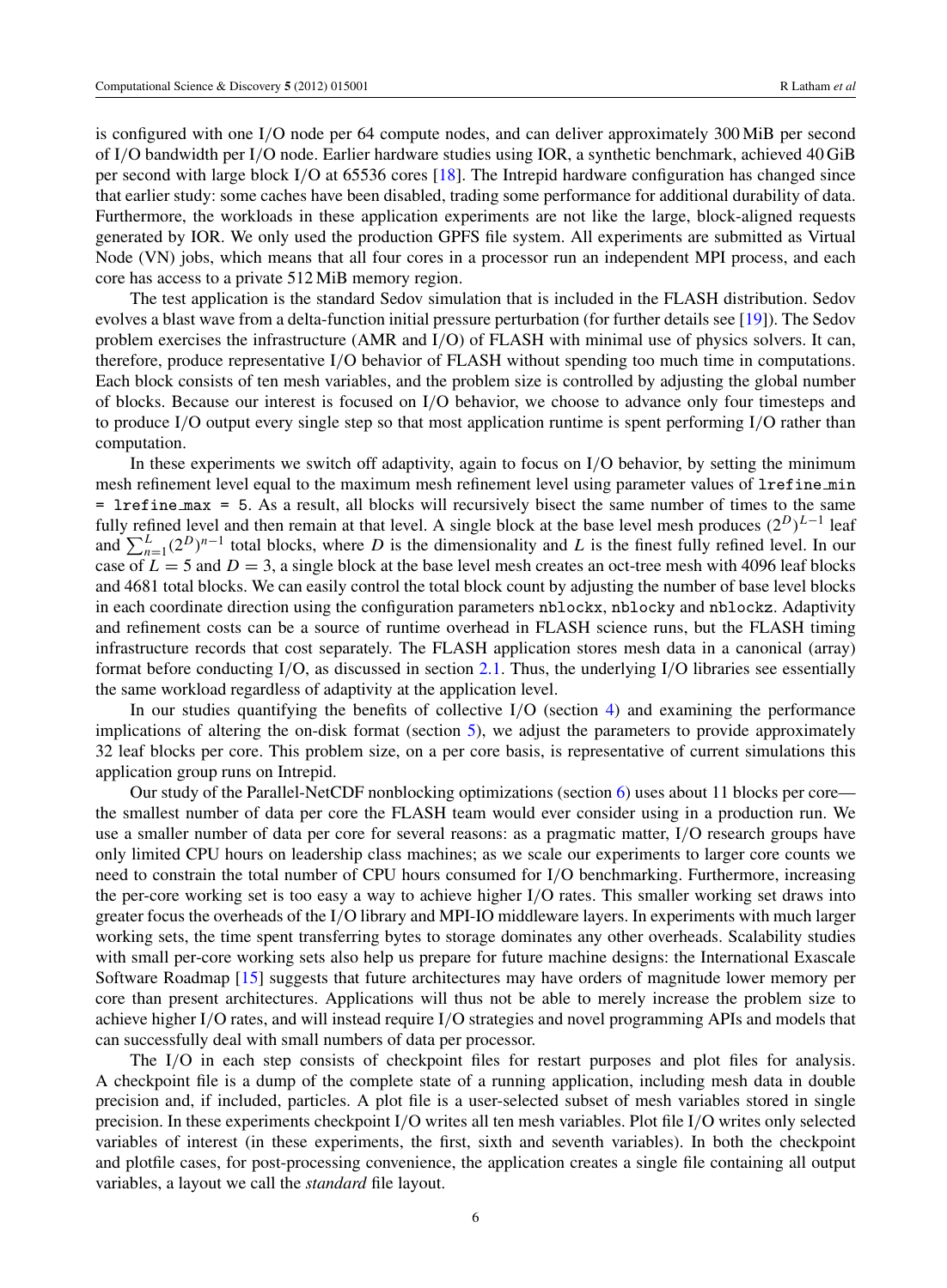is configured with one I/O node per 64 compute nodes, and can deliver approximately 300 MiB per second of I/O bandwidth per I/O node. Earlier hardware studies using IOR, a synthetic benchmark, achieved 40 GiB per second with large block I/O at 65536 cores [18]. The Intrepid hardware configuration has changed since that earlier study: some caches have been disabled, trading some performance for additional durability of data. Furthermore, the workloads in these application experiments are not like the large, block-aligned requests generated by IOR. We only used the production GPFS file system. All experiments are submitted as Virtual Node (VN) jobs, which means that all four cores in a processor run an independent MPI process, and each core has access to a private 512 MiB memory region.

The test application is the standard Sedov simulation that is included in the FLASH distribution. Sedov evolves a blast wave from a delta-function initial pressure perturbation (for further details see [19]). The Sedov problem exercises the infrastructure (AMR and I/O) of FLASH with minimal use of physics solvers. It can, therefore, produce representative I/O behavior of FLASH without spending too much time in computations. Each block consists of ten mesh variables, and the problem size is controlled by adjusting the global number of blocks. Because our interest is focused on I/O behavior, we choose to advance only four timesteps and to produce I/O output every single step so that most application runtime is spent performing I/O rather than computation.

In these experiments we switch off adaptivity, again to focus on I/O behavior, by setting the minimum mesh refinement level equal to the maximum mesh refinement level using parameter values of `lrefine_min = lrefine_max = 5`. As a result, all blocks will recursively bisect the same number of times to the same fully refined level and then remain at that level. A single block at the base level mesh produces $(2^D)^{L-1}$ leaf and $\sum_{n=1}^{L}(2^D)^{n-1}$ total blocks, where $D$ is the dimensionality and $L$ is the finest fully refined level. In our case of $L = 5$ and $D = 3$, a single block at the base level mesh creates an oct-tree mesh with 4096 leaf blocks and 4681 total blocks. We can easily control the total block count by adjusting the number of base level blocks in each coordinate direction using the configuration parameters `nblockx`, `nblocky` and `nblockz`. Adaptivity and refinement costs can be a source of runtime overhead in FLASH science runs, but the FLASH timing infrastructure records that cost separately. The FLASH application stores mesh data in a canonical (array) format before conducting I/O, as discussed in section 2.1. Thus, the underlying I/O libraries see essentially the same workload regardless of adaptivity at the application level.

In our studies quantifying the benefits of collective I/O (section 4) and examining the performance implications of altering the on-disk format (section 5), we adjust the parameters to provide approximately 32 leaf blocks per core. This problem size, on a per core basis, is representative of current simulations this application group runs on Intrepid.

Our study of the Parallel-NetCDF nonblocking optimizations (section 6) uses about 11 blocks per core—the smallest number of data per core the FLASH team would ever consider using in a production run. We use a smaller number of data per core for several reasons: as a pragmatic matter, I/O research groups have only limited CPU hours on leadership class machines; as we scale our experiments to larger core counts we need to constrain the total number of CPU hours consumed for I/O benchmarking. Furthermore, increasing the per-core working set is too easy a way to achieve higher I/O rates. This smaller working set draws into greater focus the overheads of the I/O library and MPI-IO middleware layers. In experiments with much larger working sets, the time spent transferring bytes to storage dominates any other overheads. Scalability studies with small per-core working sets also help us prepare for future machine designs: the International Exascale Software Roadmap [15] suggests that future architectures may have orders of magnitude lower memory per core than present architectures. Applications will thus not be able to merely increase the problem size to achieve higher I/O rates, and will instead require I/O strategies and novel programming APIs and models that can successfully deal with small numbers of data per processor.

The I/O in each step consists of checkpoint files for restart purposes and plot files for analysis. A checkpoint file is a dump of the complete state of a running application, including mesh data in double precision and, if included, particles. A plot file is a user-selected subset of mesh variables stored in single precision. In these experiments checkpoint I/O writes all ten mesh variables. Plot file I/O writes only selected variables of interest (in these experiments, the first, sixth and seventh variables). In both the checkpoint and plotfile cases, for post-processing convenience, the application creates a single file containing all output variables, a layout we call the *standard* file layout.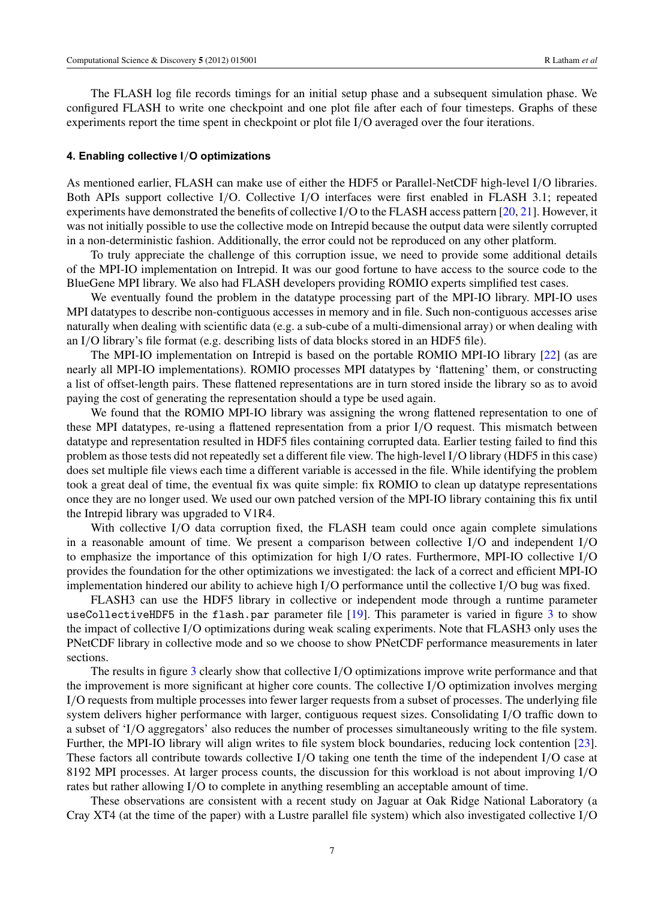The FLASH log file records timings for an initial setup phase and a subsequent simulation phase. We configured FLASH to write one checkpoint and one plot file after each of four timesteps. Graphs of these experiments report the time spent in checkpoint or plot file I/O averaged over the four iterations.

## 4. Enabling collective I/O optimizations

As mentioned earlier, FLASH can make use of either the HDF5 or Parallel-NetCDF high-level I/O libraries. Both APIs support collective I/O. Collective I/O interfaces were first enabled in FLASH 3.1; repeated experiments have demonstrated the benefits of collective I/O to the FLASH access pattern [20, 21]. However, it was not initially possible to use the collective mode on Intrepid because the output data were silently corrupted in a non-deterministic fashion. Additionally, the error could not be reproduced on any other platform.

To truly appreciate the challenge of this corruption issue, we need to provide some additional details of the MPI-IO implementation on Intrepid. It was our good fortune to have access to the source code to the BlueGene MPI library. We also had FLASH developers providing ROMIO experts simplified test cases.

We eventually found the problem in the datatype processing part of the MPI-IO library. MPI-IO uses MPI datatypes to describe non-contiguous accesses in memory and in file. Such non-contiguous accesses arise naturally when dealing with scientific data (e.g. a sub-cube of a multi-dimensional array) or when dealing with an I/O library's file format (e.g. describing lists of data blocks stored in an HDF5 file).

The MPI-IO implementation on Intrepid is based on the portable ROMIO MPI-IO library [22] (as are nearly all MPI-IO implementations). ROMIO processes MPI datatypes by 'flattening' them, or constructing a list of offset-length pairs. These flattened representations are in turn stored inside the library so as to avoid paying the cost of generating the representation should a type be used again.

We found that the ROMIO MPI-IO library was assigning the wrong flattened representation to one of these MPI datatypes, re-using a flattened representation from a prior I/O request. This mismatch between datatype and representation resulted in HDF5 files containing corrupted data. Earlier testing failed to find this problem as those tests did not repeatedly set a different file view. The high-level I/O library (HDF5 in this case) does set multiple file views each time a different variable is accessed in the file. While identifying the problem took a great deal of time, the eventual fix was quite simple: fix ROMIO to clean up datatype representations once they are no longer used. We used our own patched version of the MPI-IO library containing this fix until the Intrepid library was upgraded to V1R4.

With collective I/O data corruption fixed, the FLASH team could once again complete simulations in a reasonable amount of time. We present a comparison between collective I/O and independent I/O to emphasize the importance of this optimization for high I/O rates. Furthermore, MPI-IO collective I/O provides the foundation for the other optimizations we investigated: the lack of a correct and efficient MPI-IO implementation hindered our ability to achieve high I/O performance until the collective I/O bug was fixed.

FLASH3 can use the HDF5 library in collective or independent mode through a runtime parameter `useCollectiveHDF5` in the `flash.par` parameter file [19]. This parameter is varied in figure 3 to show the impact of collective I/O optimizations during weak scaling experiments. Note that FLASH3 only uses the PNetCDF library in collective mode and so we choose to show PNetCDF performance measurements in later sections.

The results in figure 3 clearly show that collective I/O optimizations improve write performance and that the improvement is more significant at higher core counts. The collective I/O optimization involves merging I/O requests from multiple processes into fewer larger requests from a subset of processes. The underlying file system delivers higher performance with larger, contiguous request sizes. Consolidating I/O traffic down to a subset of 'I/O aggregators' also reduces the number of processes simultaneously writing to the file system. Further, the MPI-IO library will align writes to file system block boundaries, reducing lock contention [23]. These factors all contribute towards collective I/O taking one tenth the time of the independent I/O case at 8192 MPI processes. At larger process counts, the discussion for this workload is not about improving I/O rates but rather allowing I/O to complete in anything resembling an acceptable amount of time.

These observations are consistent with a recent study on Jaguar at Oak Ridge National Laboratory (a Cray XT4 (at the time of the paper) with a Lustre parallel file system) which also investigated collective I/O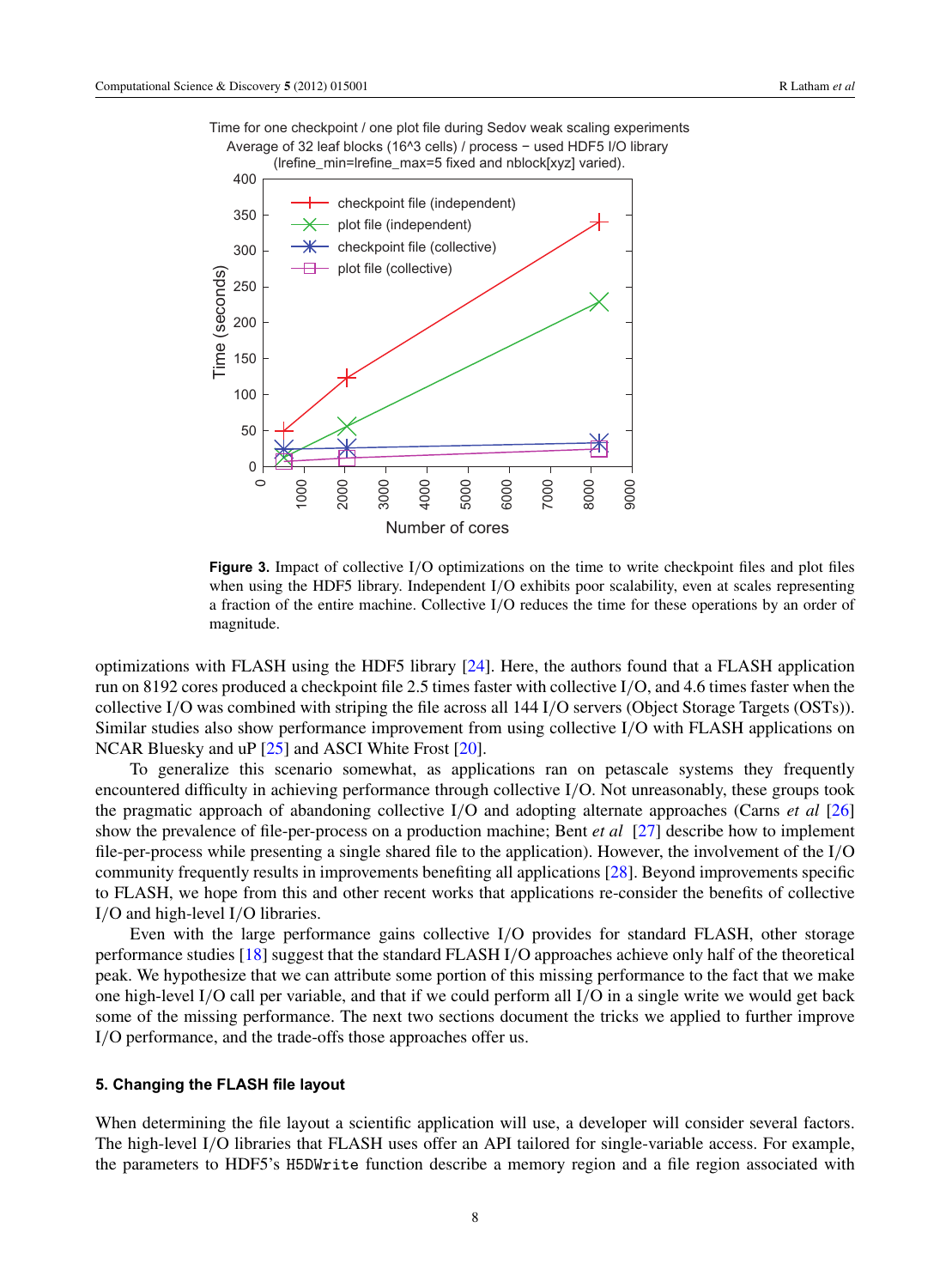**Figure 3.** Impact of collective I/O optimizations on the time to write checkpoint files and plot files when using the HDF5 library. Independent I/O exhibits poor scalability, even at scales representing a fraction of the entire machine. Collective I/O reduces the time for these operations by an order of magnitude.

optimizations with FLASH using the HDF5 library [24]. Here, the authors found that a FLASH application run on 8192 cores produced a checkpoint file 2.5 times faster with collective I/O, and 4.6 times faster when the collective I/O was combined with striping the file across all 144 I/O servers (Object Storage Targets (OSTs)). Similar studies also show performance improvement from using collective I/O with FLASH applications on NCAR Bluesky and uP [25] and ASCI White Frost [20].

To generalize this scenario somewhat, as applications ran on petascale systems they frequently encountered difficulty in achieving performance through collective I/O. Not unreasonably, these groups took the pragmatic approach of abandoning collective I/O and adopting alternate approaches (Carns *et al* [26] show the prevalence of file-per-process on a production machine; Bent *et al* [27] describe how to implement file-per-process while presenting a single shared file to the application). However, the involvement of the I/O community frequently results in improvements benefiting all applications [28]. Beyond improvements specific to FLASH, we hope from this and other recent works that applications re-consider the benefits of collective I/O and high-level I/O libraries.

Even with the large performance gains collective I/O provides for standard FLASH, other storage performance studies [18] suggest that the standard FLASH I/O approaches achieve only half of the theoretical peak. We hypothesize that we can attribute some portion of this missing performance to the fact that we make one high-level I/O call per variable, and that if we could perform all I/O in a single write we would get back some of the missing performance. The next two sections document the tricks we applied to further improve I/O performance, and the trade-offs those approaches offer us.

## 5. Changing the FLASH file layout

When determining the file layout a scientific application will use, a developer will consider several factors. The high-level I/O libraries that FLASH uses offer an API tailored for single-variable access. For example, the parameters to HDF5's `H5DWrite` function describe a memory region and a file region associated with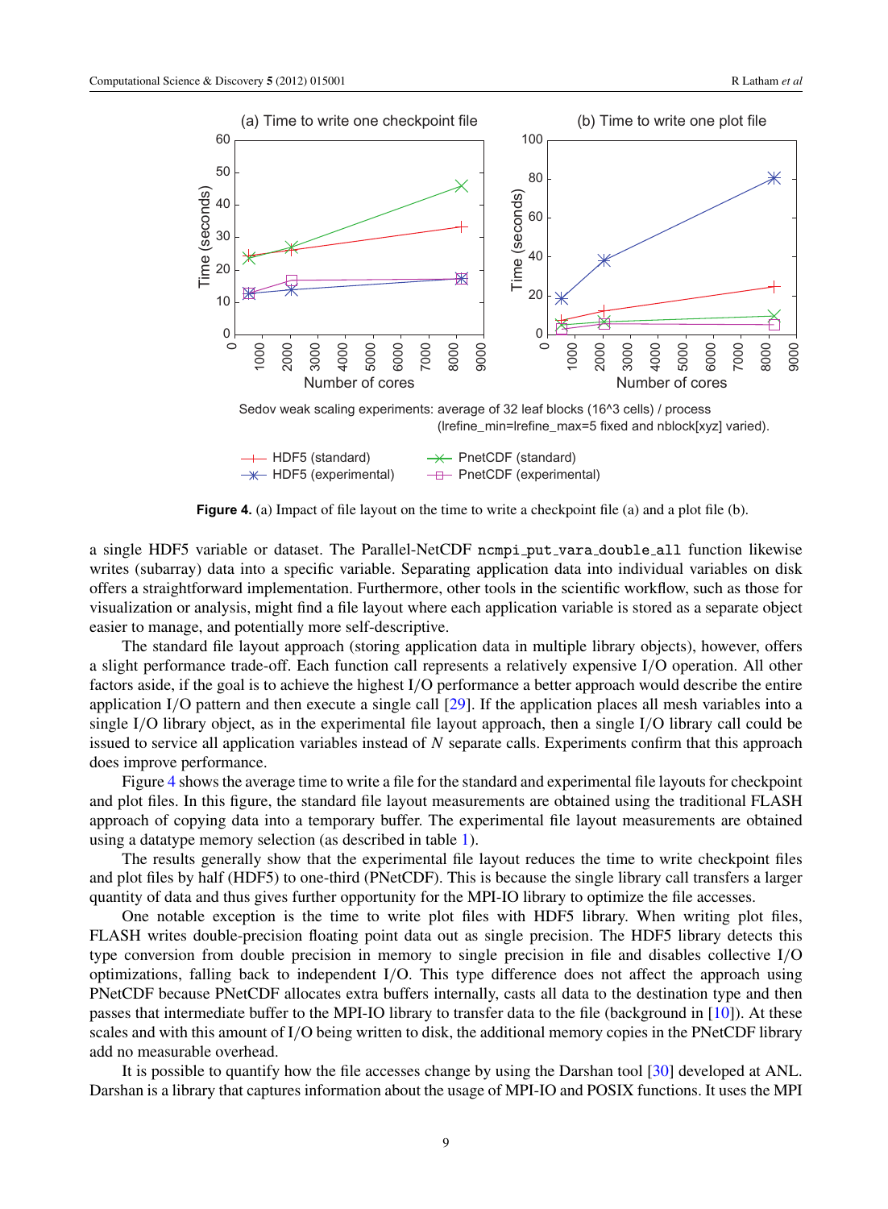**Figure 4.** (a) Impact of file layout on the time to write a checkpoint file (a) and a plot file (b).

a single HDF5 variable or dataset. The Parallel-NetCDF `ncmpi_put_vara_double_all` function likewise writes (subarray) data into a specific variable. Separating application data into individual variables on disk offers a straightforward implementation. Furthermore, other tools in the scientific workflow, such as those for visualization or analysis, might find a file layout where each application variable is stored as a separate object easier to manage, and potentially more self-descriptive.

The standard file layout approach (storing application data in multiple library objects), however, offers a slight performance trade-off. Each function call represents a relatively expensive I/O operation. All other factors aside, if the goal is to achieve the highest I/O performance a better approach would describe the entire application I/O pattern and then execute a single call [29]. If the application places all mesh variables into a single I/O library object, as in the experimental file layout approach, then a single I/O library call could be issued to service all application variables instead of $N$ separate calls. Experiments confirm that this approach does improve performance.

Figure 4 shows the average time to write a file for the standard and experimental file layouts for checkpoint and plot files. In this figure, the standard file layout measurements are obtained using the traditional FLASH approach of copying data into a temporary buffer. The experimental file layout measurements are obtained using a datatype memory selection (as described in table 1).

The results generally show that the experimental file layout reduces the time to write checkpoint files and plot files by half (HDF5) to one-third (PNetCDF). This is because the single library call transfers a larger quantity of data and thus gives further opportunity for the MPI-IO library to optimize the file accesses.

One notable exception is the time to write plot files with HDF5 library. When writing plot files, FLASH writes double-precision floating point data out as single precision. The HDF5 library detects this type conversion from double precision in memory to single precision in file and disables collective I/O optimizations, falling back to independent I/O. This type difference does not affect the approach using PNetCDF because PNetCDF allocates extra buffers internally, casts all data to the destination type and then passes that intermediate buffer to the MPI-IO library to transfer data to the file (background in [10]). At these scales and with this amount of I/O being written to disk, the additional memory copies in the PNetCDF library add no measurable overhead.

It is possible to quantify how the file accesses change by using the Darshan tool [30] developed at ANL. Darshan is a library that captures information about the usage of MPI-IO and POSIX functions. It uses the MPI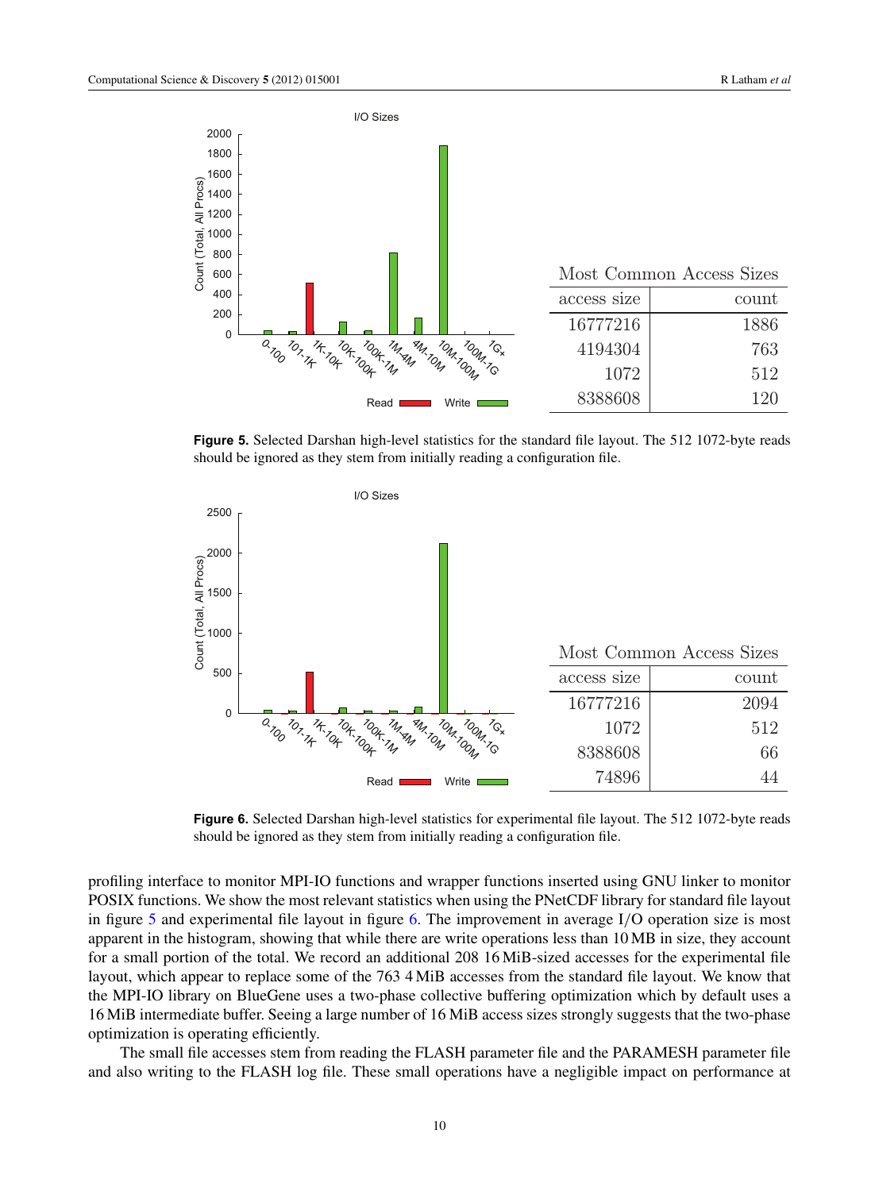| access size | count |
| --- | --- |
| 16777216 | 1886 |
| 4194304 | 763 |
| 1072 | 512 |
| 8388608 | 120 |

**Figure 5.** Selected Darshan high-level statistics for the standard file layout. The 512 1072-byte reads should be ignored as they stem from initially reading a configuration file.

| access size | count |
| --- | --- |
| 16777216 | 2094 |
| 1072 | 512 |
| 8388608 | 66 |
| 74896 | 44 |

**Figure 6.** Selected Darshan high-level statistics for experimental file layout. The 512 1072-byte reads should be ignored as they stem from initially reading a configuration file.

profiling interface to monitor MPI-IO functions and wrapper functions inserted using GNU linker to monitor POSIX functions. We show the most relevant statistics when using the PNetCDF library for standard file layout in figure 5 and experimental file layout in figure 6. The improvement in average I/O operation size is most apparent in the histogram, showing that while there are write operations less than 10 MB in size, they account for a small portion of the total. We record an additional 208 16 MiB-sized accesses for the experimental file layout, which appear to replace some of the 763 4 MiB accesses from the standard file layout. We know that the MPI-IO library on BlueGene uses a two-phase collective buffering optimization which by default uses a 16 MiB intermediate buffer. Seeing a large number of 16 MiB access sizes strongly suggests that the two-phase optimization is operating efficiently.

The small file accesses stem from reading the FLASH parameter file and the PARAMESH parameter file and also writing to the FLASH log file. These small operations have a negligible impact on performance at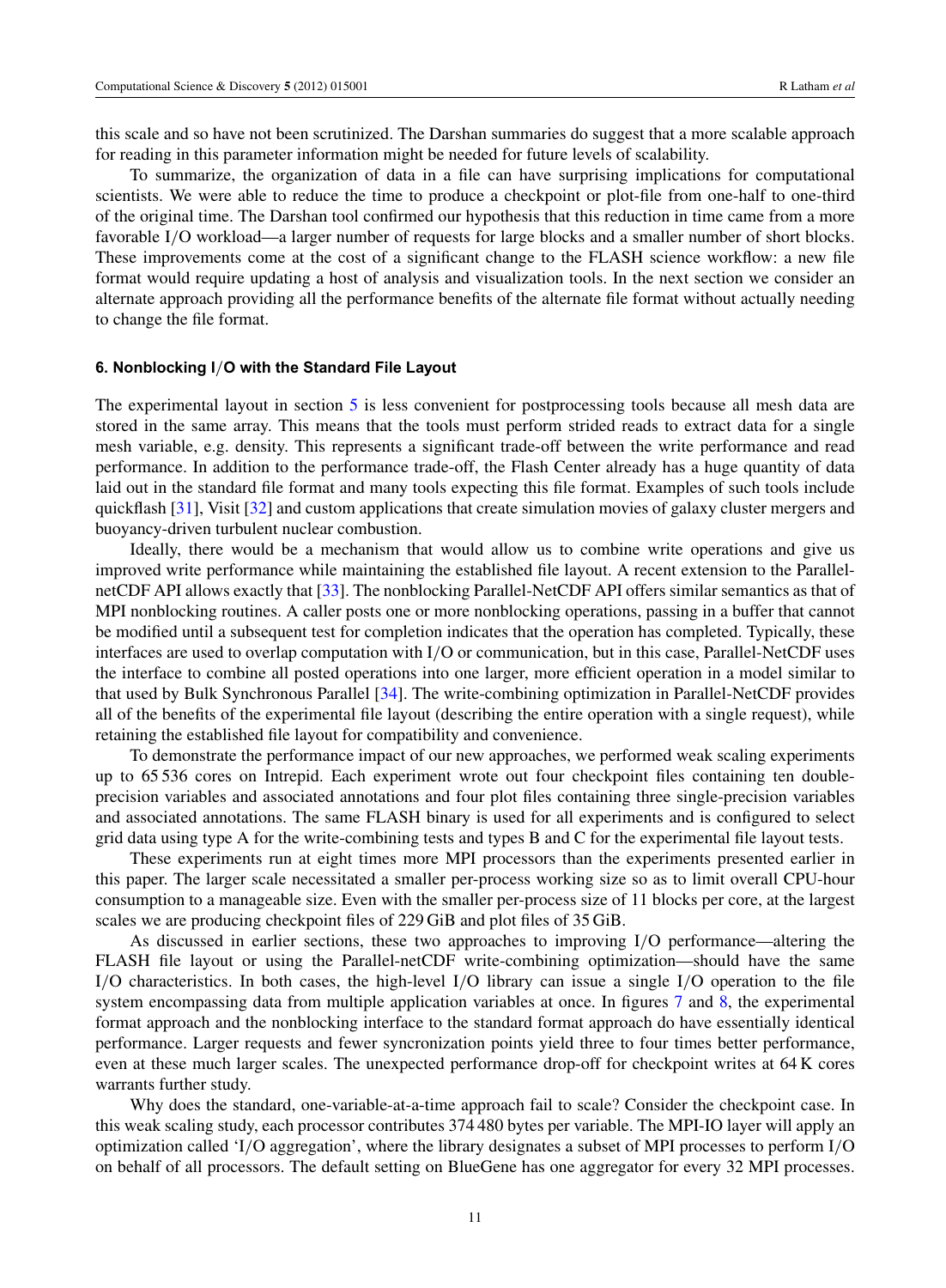this scale and so have not been scrutinized. The Darshan summaries do suggest that a more scalable approach for reading in this parameter information might be needed for future levels of scalability.

To summarize, the organization of data in a file can have surprising implications for computational scientists. We were able to reduce the time to produce a checkpoint or plot-file from one-half to one-third of the original time. The Darshan tool confirmed our hypothesis that this reduction in time came from a more favorable I/O workload—a larger number of requests for large blocks and a smaller number of short blocks. These improvements come at the cost of a significant change to the FLASH science workflow: a new file format would require updating a host of analysis and visualization tools. In the next section we consider an alternate approach providing all the performance benefits of the alternate file format without actually needing to change the file format.

### 6. Nonblocking I/O with the Standard File Layout

The experimental layout in section 5 is less convenient for postprocessing tools because all mesh data are stored in the same array. This means that the tools must perform strided reads to extract data for a single mesh variable, e.g. density. This represents a significant trade-off between the write performance and read performance. In addition to the performance trade-off, the Flash Center already has a huge quantity of data laid out in the standard file format and many tools expecting this file format. Examples of such tools include quickflash [31], Visit [32] and custom applications that create simulation movies of galaxy cluster mergers and buoyancy-driven turbulent nuclear combustion.

Ideally, there would be a mechanism that would allow us to combine write operations and give us improved write performance while maintaining the established file layout. A recent extension to the Parallel-netCDF API allows exactly that [33]. The nonblocking Parallel-NetCDF API offers similar semantics as that of MPI nonblocking routines. A caller posts one or more nonblocking operations, passing in a buffer that cannot be modified until a subsequent test for completion indicates that the operation has completed. Typically, these interfaces are used to overlap computation with I/O or communication, but in this case, Parallel-NetCDF uses the interface to combine all posted operations into one larger, more efficient operation in a model similar to that used by Bulk Synchronous Parallel [34]. The write-combining optimization in Parallel-NetCDF provides all of the benefits of the experimental file layout (describing the entire operation with a single request), while retaining the established file layout for compatibility and convenience.

To demonstrate the performance impact of our new approaches, we performed weak scaling experiments up to 65 536 cores on Intrepid. Each experiment wrote out four checkpoint files containing ten double-precision variables and associated annotations and four plot files containing three single-precision variables and associated annotations. The same FLASH binary is used for all experiments and is configured to select grid data using type A for the write-combining tests and types B and C for the experimental file layout tests.

These experiments run at eight times more MPI processors than the experiments presented earlier in this paper. The larger scale necessitated a smaller per-process working size so as to limit overall CPU-hour consumption to a manageable size. Even with the smaller per-process size of 11 blocks per core, at the largest scales we are producing checkpoint files of 229 GiB and plot files of 35 GiB.

As discussed in earlier sections, these two approaches to improving I/O performance—altering the FLASH file layout or using the Parallel-netCDF write-combining optimization—should have the same I/O characteristics. In both cases, the high-level I/O library can issue a single I/O operation to the file system encompassing data from multiple application variables at once. In figures 7 and 8, the experimental format approach and the nonblocking interface to the standard format approach do have essentially identical performance. Larger requests and fewer syncronization points yield three to four times better performance, even at these much larger scales. The unexpected performance drop-off for checkpoint writes at 64 K cores warrants further study.

Why does the standard, one-variable-at-a-time approach fail to scale? Consider the checkpoint case. In this weak scaling study, each processor contributes 374 480 bytes per variable. The MPI-IO layer will apply an optimization called 'I/O aggregation', where the library designates a subset of MPI processes to perform I/O on behalf of all processors. The default setting on BlueGene has one aggregator for every 32 MPI processes.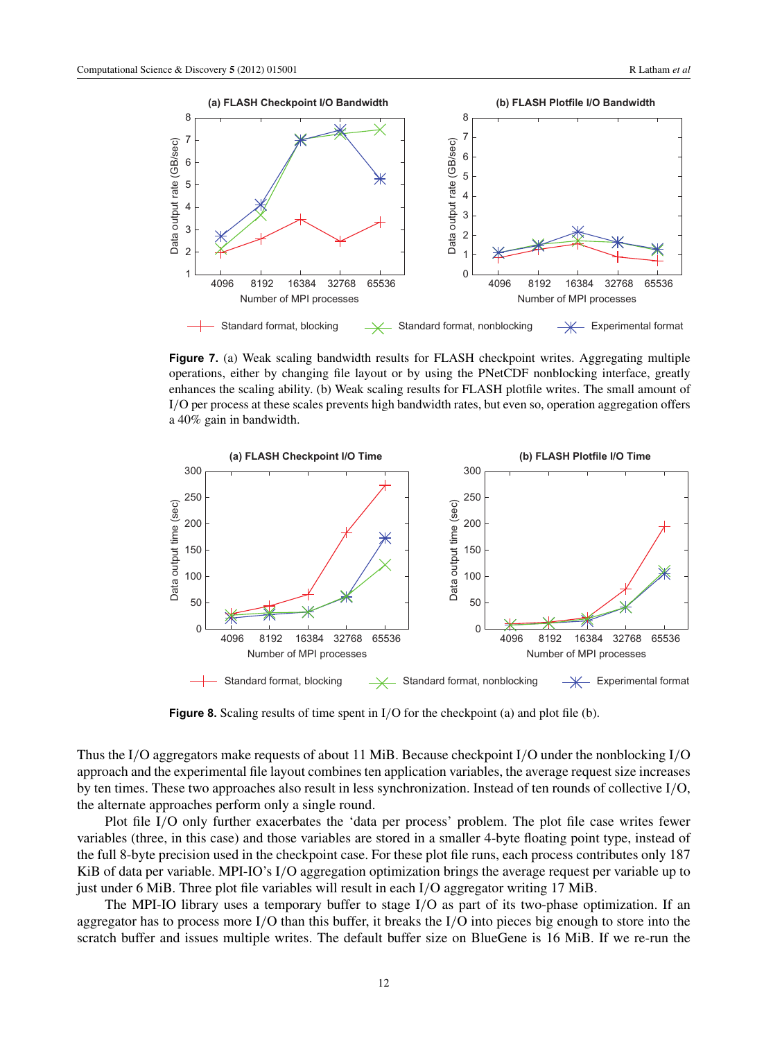**Figure 7.** (a) Weak scaling bandwidth results for FLASH checkpoint writes. Aggregating multiple operations, either by changing file layout or by using the PNetCDF nonblocking interface, greatly enhances the scaling ability. (b) Weak scaling results for FLASH plotfile writes. The small amount of I/O per process at these scales prevents high bandwidth rates, but even so, operation aggregation offers a 40% gain in bandwidth.

**Figure 8.** Scaling results of time spent in I/O for the checkpoint (a) and plot file (b).

Thus the I/O aggregators make requests of about 11 MiB. Because checkpoint I/O under the nonblocking I/O approach and the experimental file layout combines ten application variables, the average request size increases by ten times. These two approaches also result in less synchronization. Instead of ten rounds of collective I/O, the alternate approaches perform only a single round.

Plot file I/O only further exacerbates the 'data per process' problem. The plot file case writes fewer variables (three, in this case) and those variables are stored in a smaller 4-byte floating point type, instead of the full 8-byte precision used in the checkpoint case. For these plot file runs, each process contributes only 187 KiB of data per variable. MPI-IO's I/O aggregation optimization brings the average request per variable up to just under 6 MiB. Three plot file variables will result in each I/O aggregator writing 17 MiB.

The MPI-IO library uses a temporary buffer to stage I/O as part of its two-phase optimization. If an aggregator has to process more I/O than this buffer, it breaks the I/O into pieces big enough to store into the scratch buffer and issues multiple writes. The default buffer size on BlueGene is 16 MiB. If we re-run the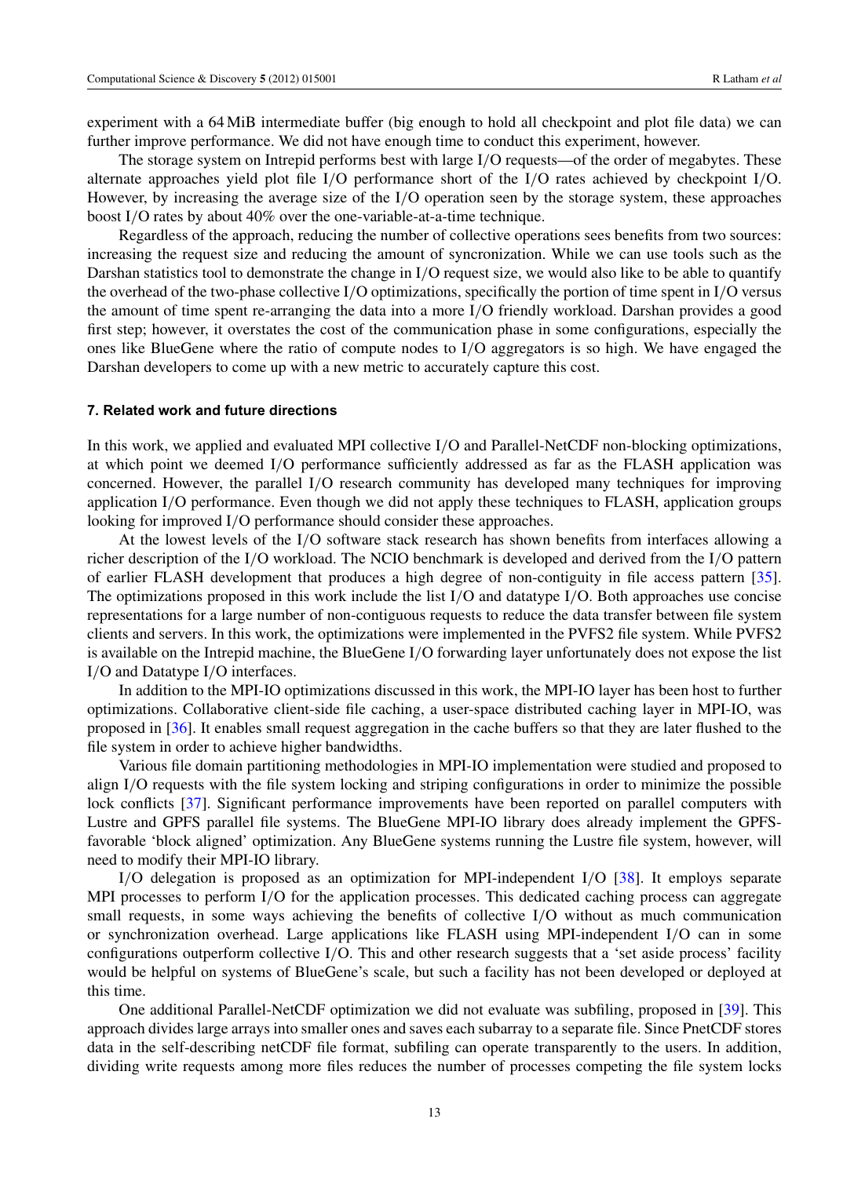experiment with a 64 MiB intermediate buffer (big enough to hold all checkpoint and plot file data) we can further improve performance. We did not have enough time to conduct this experiment, however.

The storage system on Intrepid performs best with large I/O requests—of the order of megabytes. These alternate approaches yield plot file I/O performance short of the I/O rates achieved by checkpoint I/O. However, by increasing the average size of the I/O operation seen by the storage system, these approaches boost I/O rates by about 40% over the one-variable-at-a-time technique.

Regardless of the approach, reducing the number of collective operations sees benefits from two sources: increasing the request size and reducing the amount of syncronization. While we can use tools such as the Darshan statistics tool to demonstrate the change in I/O request size, we would also like to be able to quantify the overhead of the two-phase collective I/O optimizations, specifically the portion of time spent in I/O versus the amount of time spent re-arranging the data into a more I/O friendly workload. Darshan provides a good first step; however, it overstates the cost of the communication phase in some configurations, especially the ones like BlueGene where the ratio of compute nodes to I/O aggregators is so high. We have engaged the Darshan developers to come up with a new metric to accurately capture this cost.

### 7. Related work and future directions

In this work, we applied and evaluated MPI collective I/O and Parallel-NetCDF non-blocking optimizations, at which point we deemed I/O performance sufficiently addressed as far as the FLASH application was concerned. However, the parallel I/O research community has developed many techniques for improving application I/O performance. Even though we did not apply these techniques to FLASH, application groups looking for improved I/O performance should consider these approaches.

At the lowest levels of the I/O software stack research has shown benefits from interfaces allowing a richer description of the I/O workload. The NCIO benchmark is developed and derived from the I/O pattern of earlier FLASH development that produces a high degree of non-contiguity in file access pattern [35]. The optimizations proposed in this work include the list I/O and datatype I/O. Both approaches use concise representations for a large number of non-contiguous requests to reduce the data transfer between file system clients and servers. In this work, the optimizations were implemented in the PVFS2 file system. While PVFS2 is available on the Intrepid machine, the BlueGene I/O forwarding layer unfortunately does not expose the list I/O and Datatype I/O interfaces.

In addition to the MPI-IO optimizations discussed in this work, the MPI-IO layer has been host to further optimizations. Collaborative client-side file caching, a user-space distributed caching layer in MPI-IO, was proposed in [36]. It enables small request aggregation in the cache buffers so that they are later flushed to the file system in order to achieve higher bandwidths.

Various file domain partitioning methodologies in MPI-IO implementation were studied and proposed to align I/O requests with the file system locking and striping configurations in order to minimize the possible lock conflicts [37]. Significant performance improvements have been reported on parallel computers with Lustre and GPFS parallel file systems. The BlueGene MPI-IO library does already implement the GPFS-favorable 'block aligned' optimization. Any BlueGene systems running the Lustre file system, however, will need to modify their MPI-IO library.

I/O delegation is proposed as an optimization for MPI-independent I/O [38]. It employs separate MPI processes to perform I/O for the application processes. This dedicated caching process can aggregate small requests, in some ways achieving the benefits of collective I/O without as much communication or synchronization overhead. Large applications like FLASH using MPI-independent I/O can in some configurations outperform collective I/O. This and other research suggests that a 'set aside process' facility would be helpful on systems of BlueGene's scale, but such a facility has not been developed or deployed at this time.

One additional Parallel-NetCDF optimization we did not evaluate was subfiling, proposed in [39]. This approach divides large arrays into smaller ones and saves each subarray to a separate file. Since PnetCDF stores data in the self-describing netCDF file format, subfiling can operate transparently to the users. In addition, dividing write requests among more files reduces the number of processes competing the file system locks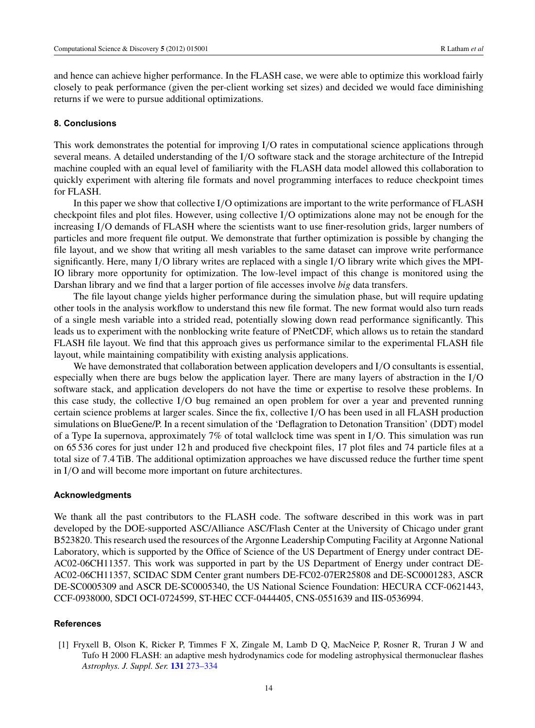and hence can achieve higher performance. In the FLASH case, we were able to optimize this workload fairly closely to peak performance (given the per-client working set sizes) and decided we would face diminishing returns if we were to pursue additional optimizations.

## 8. Conclusions

This work demonstrates the potential for improving I/O rates in computational science applications through several means. A detailed understanding of the I/O software stack and the storage architecture of the Intrepid machine coupled with an equal level of familiarity with the FLASH data model allowed this collaboration to quickly experiment with altering file formats and novel programming interfaces to reduce checkpoint times for FLASH.

In this paper we show that collective I/O optimizations are important to the write performance of FLASH checkpoint files and plot files. However, using collective I/O optimizations alone may not be enough for the increasing I/O demands of FLASH where the scientists want to use finer-resolution grids, larger numbers of particles and more frequent file output. We demonstrate that further optimization is possible by changing the file layout, and we show that writing all mesh variables to the same dataset can improve write performance significantly. Here, many I/O library writes are replaced with a single I/O library write which gives the MPI-IO library more opportunity for optimization. The low-level impact of this change is monitored using the Darshan library and we find that a larger portion of file accesses involve *big* data transfers.

The file layout change yields higher performance during the simulation phase, but will require updating other tools in the analysis workflow to understand this new file format. The new format would also turn reads of a single mesh variable into a strided read, potentially slowing down read performance significantly. This leads us to experiment with the nonblocking write feature of PNetCDF, which allows us to retain the standard FLASH file layout. We find that this approach gives us performance similar to the experimental FLASH file layout, while maintaining compatibility with existing analysis applications.

We have demonstrated that collaboration between application developers and I/O consultants is essential, especially when there are bugs below the application layer. There are many layers of abstraction in the I/O software stack, and application developers do not have the time or expertise to resolve these problems. In this case study, the collective I/O bug remained an open problem for over a year and prevented running certain science problems at larger scales. Since the fix, collective I/O has been used in all FLASH production simulations on BlueGene/P. In a recent simulation of the 'Deflagration to Detonation Transition' (DDT) model of a Type Ia supernova, approximately 7% of total wallclock time was spent in I/O. This simulation was run on 65 536 cores for just under 12 h and produced five checkpoint files, 17 plot files and 74 particle files at a total size of 7.4 TiB. The additional optimization approaches we have discussed reduce the further time spent in I/O and will become more important on future architectures.

## Acknowledgments

We thank all the past contributors to the FLASH code. The software described in this work was in part developed by the DOE-supported ASC/Alliance ASC/Flash Center at the University of Chicago under grant B523820. This research used the resources of the Argonne Leadership Computing Facility at Argonne National Laboratory, which is supported by the Office of Science of the US Department of Energy under contract DE-AC02-06CH11357. This work was supported in part by the US Department of Energy under contract DE-AC02-06CH11357, SCIDAC SDM Center grant numbers DE-FC02-07ER25808 and DE-SC0001283, ASCR DE-SC0005309 and ASCR DE-SC0005340, the US National Science Foundation: HECURA CCF-0621443, CCF-0938000, SDCI OCI-0724599, ST-HEC CCF-0444405, CNS-0551639 and IIS-0536994.

## References

[1] Fryxell B, Olson K, Ricker P, Timmes F X, Zingale M, Lamb D Q, MacNeice P, Rosner R, Truran J W and Tufo H 2000 FLASH: an adaptive mesh hydrodynamics code for modeling astrophysical thermonuclear flashes *Astrophys. J. Suppl. Ser.* **131** 273–334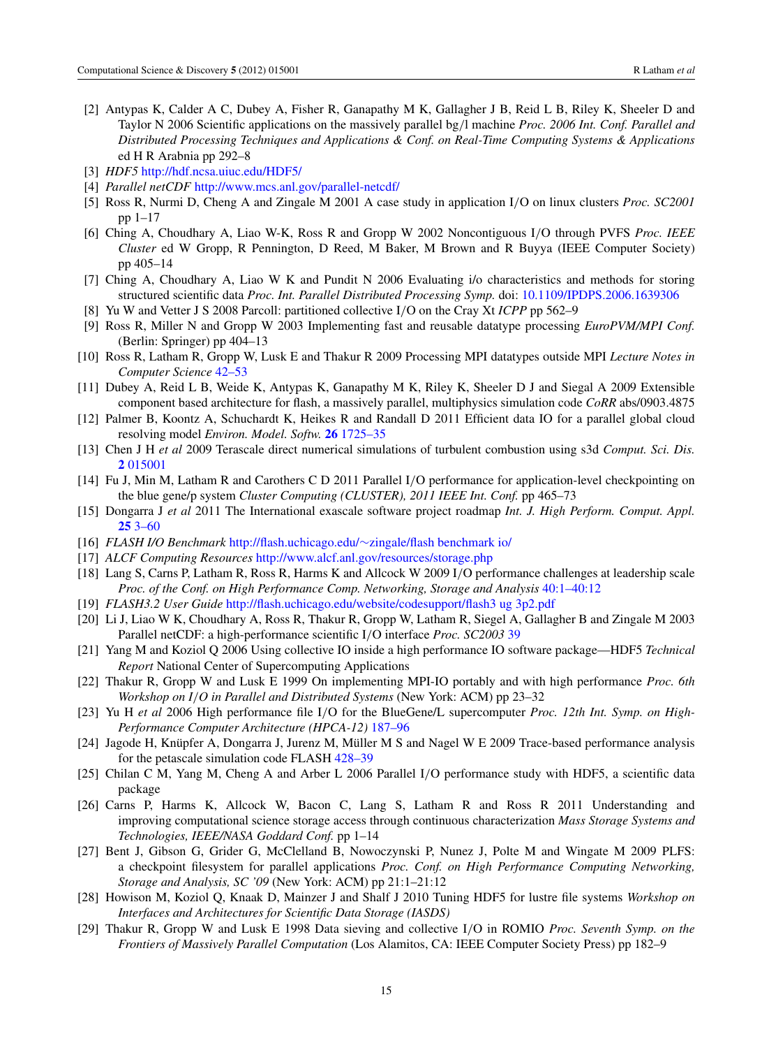- [2] Antypas K, Calder A C, Dubey A, Fisher R, Ganapathy M K, Gallagher J B, Reid L B, Riley K, Sheeler D and Taylor N 2006 Scientific applications on the massively parallel bg/l machine *Proc. 2006 Int. Conf. Parallel and Distributed Processing Techniques and Applications & Conf. on Real-Time Computing Systems & Applications* ed H R Arabnia pp 292–8
- [3] *HDF5* http://hdf.ncsa.uiuc.edu/HDF5/
- [4] *Parallel netCDF* http://www.mcs.anl.gov/parallel-netcdf/
- [5] Ross R, Nurmi D, Cheng A and Zingale M 2001 A case study in application I/O on linux clusters *Proc. SC2001* pp 1–17
- [6] Ching A, Choudhary A, Liao W-K, Ross R and Gropp W 2002 Noncontiguous I/O through PVFS *Proc. IEEE Cluster* ed W Gropp, R Pennington, D Reed, M Baker, M Brown and R Buyya (IEEE Computer Society) pp 405–14
- [7] Ching A, Choudhary A, Liao W K and Pundit N 2006 Evaluating i/o characteristics and methods for storing structured scientific data *Proc. Int. Parallel Distributed Processing Symp.* doi: 10.1109/IPDPS.2006.1639306
- [8] Yu W and Vetter J S 2008 Parcoll: partitioned collective I/O on the Cray Xt *ICPP* pp 562–9
- [9] Ross R, Miller N and Gropp W 2003 Implementing fast and reusable datatype processing *EuroPVM/MPI Conf.* (Berlin: Springer) pp 404–13
- [10] Ross R, Latham R, Gropp W, Lusk E and Thakur R 2009 Processing MPI datatypes outside MPI *Lecture Notes in Computer Science* 42–53
- [11] Dubey A, Reid L B, Weide K, Antypas K, Ganapathy M K, Riley K, Sheeler D J and Siegal A 2009 Extensible component based architecture for flash, a massively parallel, multiphysics simulation code *CoRR* abs/0903.4875
- [12] Palmer B, Koontz A, Schuchardt K, Heikes R and Randall D 2011 Efficient data IO for a parallel global cloud resolving model *Environ. Model. Softw.* **26** 1725–35
- [13] Chen J H *et al* 2009 Terascale direct numerical simulations of turbulent combustion using s3d *Comput. Sci. Dis.* **2** 015001
- [14] Fu J, Min M, Latham R and Carothers C D 2011 Parallel I/O performance for application-level checkpointing on the blue gene/p system *Cluster Computing (CLUSTER), 2011 IEEE Int. Conf.* pp 465–73
- [15] Dongarra J *et al* 2011 The International exascale software project roadmap *Int. J. High Perform. Comput. Appl.* **25** 3–60
- [16] *FLASH I/O Benchmark* http://flash.uchicago.edu/~zingale/flash benchmark io/
- [17] *ALCF Computing Resources* http://www.alcf.anl.gov/resources/storage.php
- [18] Lang S, Carns P, Latham R, Ross R, Harms K and Allcock W 2009 I/O performance challenges at leadership scale *Proc. of the Conf. on High Performance Comp. Networking, Storage and Analysis* 40:1–40:12
- [19] *FLASH3.2 User Guide* http://flash.uchicago.edu/website/codesupport/flash3 ug 3p2.pdf
- [20] Li J, Liao W K, Choudhary A, Ross R, Thakur R, Gropp W, Latham R, Siegel A, Gallagher B and Zingale M 2003 Parallel netCDF: a high-performance scientific I/O interface *Proc. SC2003* 39
- [21] Yang M and Koziol Q 2006 Using collective IO inside a high performance IO software package—HDF5 *Technical Report* National Center of Supercomputing Applications
- [22] Thakur R, Gropp W and Lusk E 1999 On implementing MPI-IO portably and with high performance *Proc. 6th Workshop on I/O in Parallel and Distributed Systems* (New York: ACM) pp 23–32
- [23] Yu H *et al* 2006 High performance file I/O for the BlueGene/L supercomputer *Proc. 12th Int. Symp. on High-Performance Computer Architecture (HPCA-12)* 187–96
- [24] Jagode H, Knüpfer A, Dongarra J, Jurenz M, Müller M S and Nagel W E 2009 Trace-based performance analysis for the petascale simulation code FLASH 428–39
- [25] Chilan C M, Yang M, Cheng A and Arber L 2006 Parallel I/O performance study with HDF5, a scientific data package
- [26] Carns P, Harms K, Allcock W, Bacon C, Lang S, Latham R and Ross R 2011 Understanding and improving computational science storage access through continuous characterization *Mass Storage Systems and Technologies, IEEE/NASA Goddard Conf.* pp 1–14
- [27] Bent J, Gibson G, Grider G, McClelland B, Nowoczynski P, Nunez J, Polte M and Wingate M 2009 PLFS: a checkpoint filesystem for parallel applications *Proc. Conf. on High Performance Computing Networking, Storage and Analysis, SC '09* (New York: ACM) pp 21:1–21:12
- [28] Howison M, Koziol Q, Knaak D, Mainzer J and Shalf J 2010 Tuning HDF5 for lustre file systems *Workshop on Interfaces and Architectures for Scientific Data Storage (IASDS)*
- [29] Thakur R, Gropp W and Lusk E 1998 Data sieving and collective I/O in ROMIO *Proc. Seventh Symp. on the Frontiers of Massively Parallel Computation* (Los Alamitos, CA: IEEE Computer Society Press) pp 182–9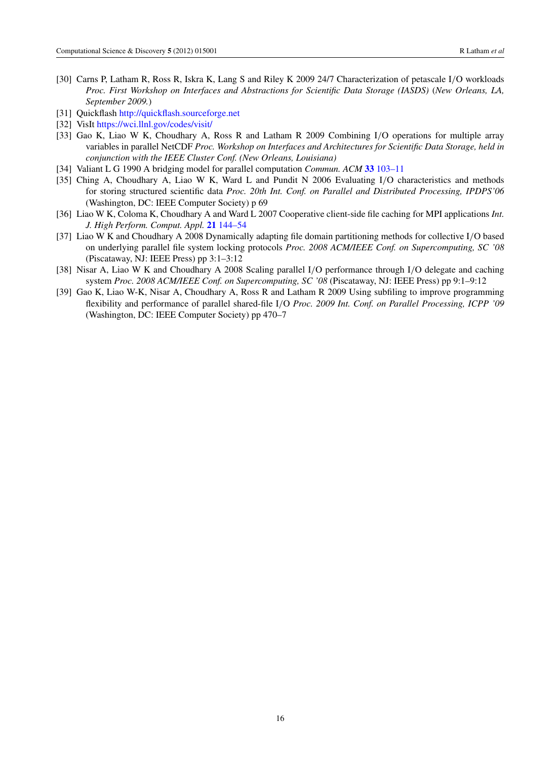[30] Carns P, Latham R, Ross R, Iskra K, Lang S and Riley K 2009 24/7 Characterization of petascale I/O workloads *Proc. First Workshop on Interfaces and Abstractions for Scientific Data Storage (IASDS)* (*New Orleans, LA, September 2009.*)

[31] Quickflash http://quickflash.sourceforge.net

[32] VisIt https://wci.llnl.gov/codes/visit/

[33] Gao K, Liao W K, Choudhary A, Ross R and Latham R 2009 Combining I/O operations for multiple array variables in parallel NetCDF *Proc. Workshop on Interfaces and Architectures for Scientific Data Storage, held in conjunction with the IEEE Cluster Conf. (New Orleans, Louisiana)*

[34] Valiant L G 1990 A bridging model for parallel computation *Commun. ACM* **33** 103–11

[35] Ching A, Choudhary A, Liao W K, Ward L and Pundit N 2006 Evaluating I/O characteristics and methods for storing structured scientific data *Proc. 20th Int. Conf. on Parallel and Distributed Processing, IPDPS'06* (Washington, DC: IEEE Computer Society) p 69

[36] Liao W K, Coloma K, Choudhary A and Ward L 2007 Cooperative client-side file caching for MPI applications *Int. J. High Perform. Comput. Appl.* **21** 144–54

[37] Liao W K and Choudhary A 2008 Dynamically adapting file domain partitioning methods for collective I/O based on underlying parallel file system locking protocols *Proc. 2008 ACM/IEEE Conf. on Supercomputing, SC '08* (Piscataway, NJ: IEEE Press) pp 3:1–3:12

[38] Nisar A, Liao W K and Choudhary A 2008 Scaling parallel I/O performance through I/O delegate and caching system *Proc. 2008 ACM/IEEE Conf. on Supercomputing, SC '08* (Piscataway, NJ: IEEE Press) pp 9:1–9:12

[39] Gao K, Liao W-K, Nisar A, Choudhary A, Ross R and Latham R 2009 Using subfiling to improve programming flexibility and performance of parallel shared-file I/O *Proc. 2009 Int. Conf. on Parallel Processing, ICPP '09* (Washington, DC: IEEE Computer Society) pp 470–7